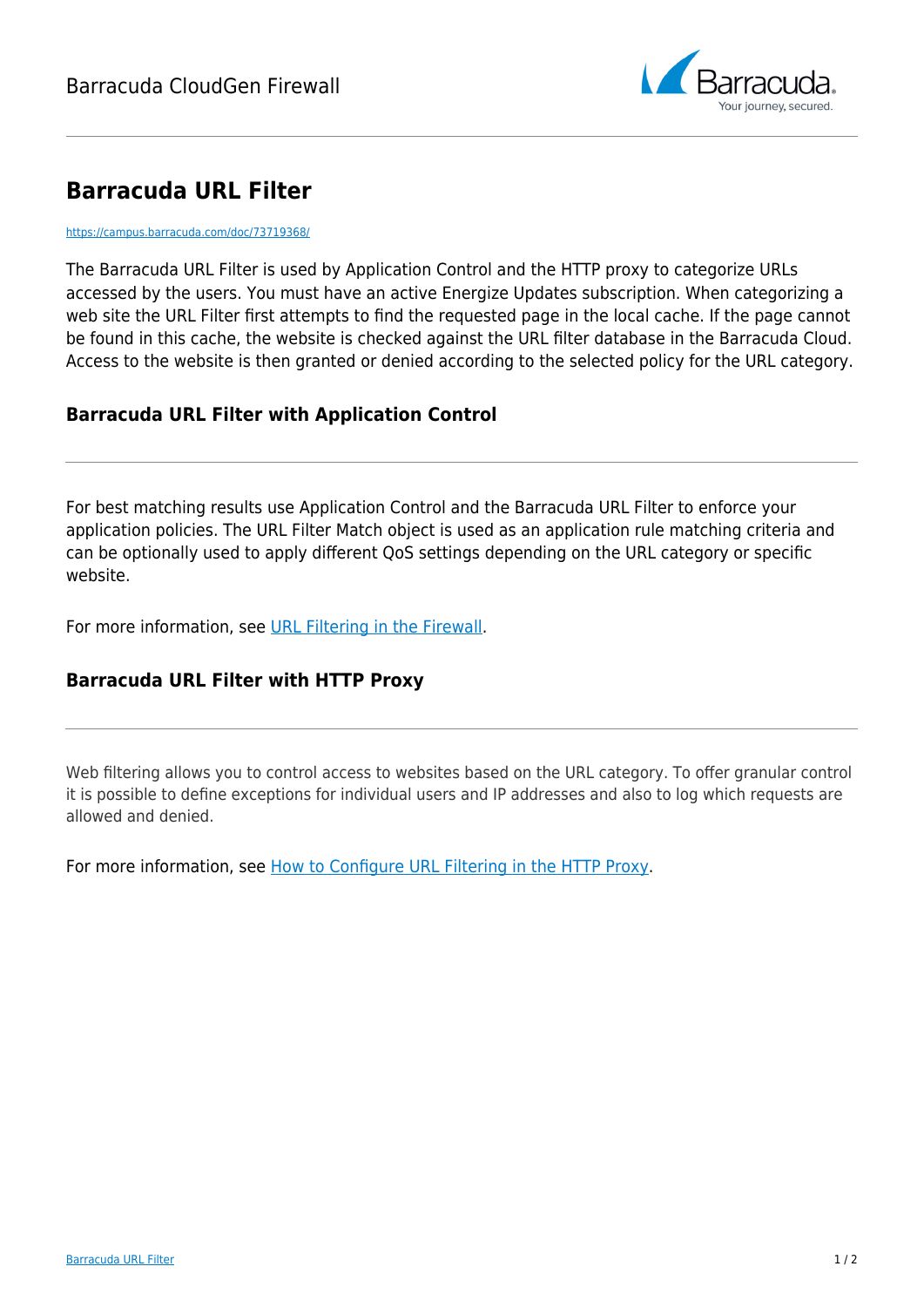# Barracuda URL Filter

https://campus.barracuda.com/doc/73719368/

The Barracuda URL Filter is used by Application Control and the HTTP proxy to categorize URLs accessed by the users. You must have an active Energize Updates subscription. When categorizing a web site the URL Filter first attempts to find the requested page in the local cache. If the page cannot be found in this cache, the website is checked against the URL filter database in the Barracuda Cloud. Access to the website is then granted or denied according to the selected policy for the URL category.

## Barracuda URL Filter with Application Control

For best matching results use Application Control and the Barracuda URL Filter to enforce your application policies. The URL Filter Match object is used as an application rule matching criteria and can be optionally used to apply different QoS settings depending on the URL category or specific website.

For more information, see URL Filtering in the Firewall.

## Barracuda URL Filter with HTTP Proxy

Web filtering allows you to control access to websites based on the URL category. To offer granular control it is possible to define exceptions for individual users and IP addresses and also to log which requests are allowed and denied.

For more information, see How to Configure URL Filtering in the HTTP Proxy.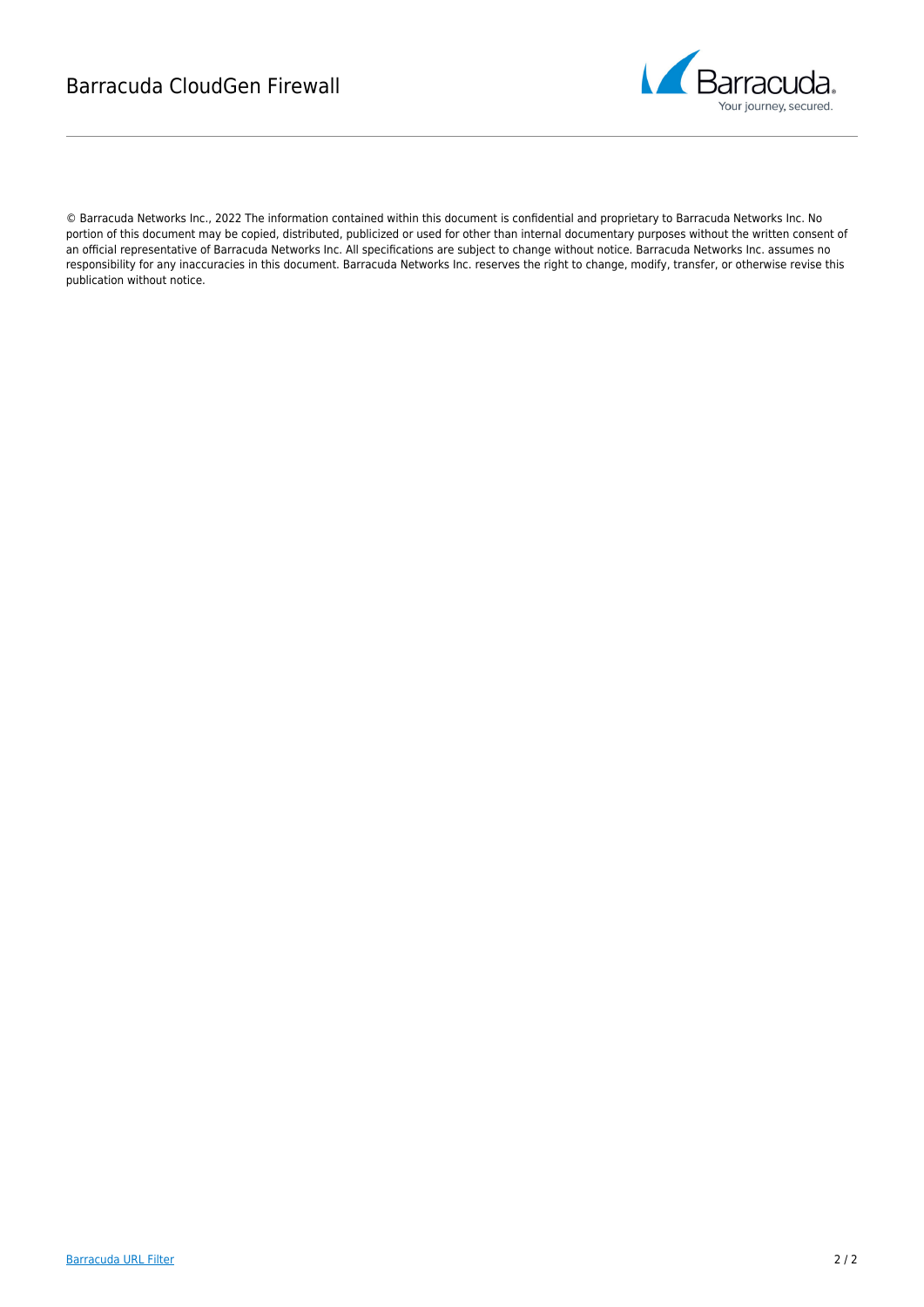© Barracuda Networks Inc., 2022 The information contained within this document is confidential and proprietary to Barracuda Networks Inc. No portion of this document may be copied, distributed, publicized or used for other than internal documentary purposes without the written consent of an official representative of Barracuda Networks Inc. All specifications are subject to change without notice. Barracuda Networks Inc. assumes no responsibility for any inaccuracies in this document. Barracuda Networks Inc. reserves the right to change, modify, transfer, or otherwise revise this publication without notice.